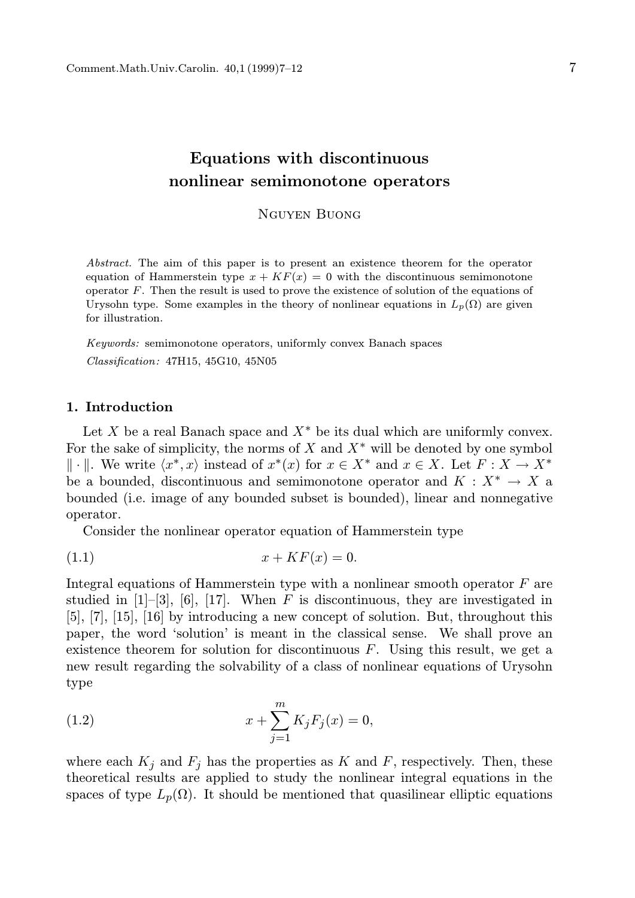# Equations with discontinuous nonlinear semimonotone operators

Nguyen Buong

*Abstract.* The aim of this paper is to present an existence theorem for the operator equation of Hammerstein type $x + KF(x) = 0$ with the discontinuous semimonotone operator $F$. Then the result is used to prove the existence of solution of the equations of Urysohn type. Some examples in the theory of nonlinear equations in $L_p(\Omega)$ are given for illustration.

*Keywords:* semimonotone operators, uniformly convex Banach spaces

*Classification:* 47H15, 45G10, 45N05

## 1. Introduction

Let $X$ be a real Banach space and $X^*$ be its dual which are uniformly convex. For the sake of simplicity, the norms of $X$ and $X^*$ will be denoted by one symbol $\| \cdot \|$. We write $\langle x^*, x \rangle$ instead of $x^*(x)$ for $x \in X^*$ and $x \in X$. Let $F : X \to X^*$ be a bounded, discontinuous and semimonotone operator and $K : X^* \to X$ a bounded (i.e. image of any bounded subset is bounded), linear and nonnegative operator.

Consider the nonlinear operator equation of Hammerstein type

$$x + KF(x) = 0. \tag{1.1}$$

Integral equations of Hammerstein type with a nonlinear smooth operator $F$ are studied in [1]–[3], [6], [17]. When $F$ is discontinuous, they are investigated in [5], [7], [15], [16] by introducing a new concept of solution. But, throughout this paper, the word 'solution' is meant in the classical sense. We shall prove an existence theorem for solution for discontinuous $F$. Using this result, we get a new result regarding the solvability of a class of nonlinear equations of Urysohn type

$$x + \sum_{j=1}^{m} K_j F_j(x) = 0, \tag{1.2}$$

where each $K_j$ and $F_j$ has the properties as $K$ and $F$, respectively. Then, these theoretical results are applied to study the nonlinear integral equations in the spaces of type $L_p(\Omega)$. It should be mentioned that quasilinear elliptic equations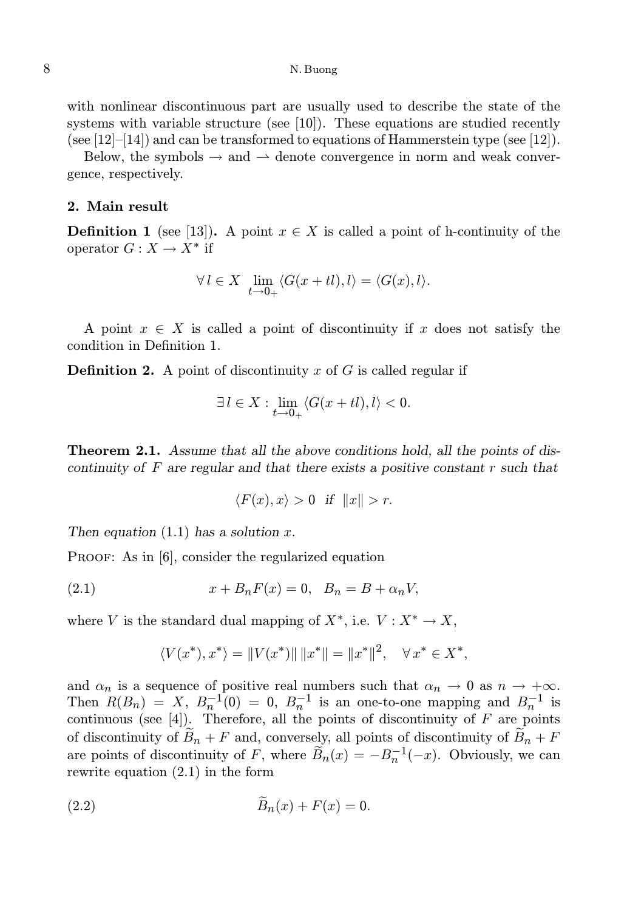with nonlinear discontinuous part are usually used to describe the state of the systems with variable structure (see [10]). These equations are studied recently (see [12]–[14]) and can be transformed to equations of Hammerstein type (see [12]).

Below, the symbols $\to$ and $\rightharpoonup$ denote convergence in norm and weak convergence, respectively.

## 2. Main result

**Definition 1** (see [13])**.** A point $x \in X$ is called a point of h-continuity of the operator $G : X \to X^*$ if

$$\forall\, l \in X \ \lim_{t \to 0_+} \langle G(x + tl), l \rangle = \langle G(x), l \rangle.$$

A point $x \in X$ is called a point of discontinuity if $x$ does not satisfy the condition in Definition 1.

**Definition 2.** A point of discontinuity $x$ of $G$ is called regular if

$$\exists\, l \in X : \lim_{t \to 0_+} \langle G(x + tl), l \rangle < 0.$$

**Theorem 2.1.** *Assume that all the above conditions hold, all the points of discontinuity of $F$ are regular and that there exists a positive constant $r$ such that*

$$\langle F(x), x \rangle > 0 \quad \text{if} \quad \|x\| > r.$$

*Then equation* (1.1) *has a solution $x$.*

Proof: As in [6], consider the regularized equation

$$x + B_n F(x) = 0, \quad B_n = B + \alpha_n V, \tag{2.1}$$

where $V$ is the standard dual mapping of $X^*$, i.e. $V : X^* \to X$,

$$\langle V(x^*), x^* \rangle = \|V(x^*)\|\,\|x^*\| = \|x^*\|^2, \quad \forall\, x^* \in X^*,$$

and $\alpha_n$ is a sequence of positive real numbers such that $\alpha_n \to 0$ as $n \to +\infty$. Then $R(B_n) = X$, $B_n^{-1}(0) = 0$, $B_n^{-1}$ is an one-to-one mapping and $B_n^{-1}$ is continuous (see [4]). Therefore, all the points of discontinuity of $F$ are points of discontinuity of $\widetilde{B}_n + F$ and, conversely, all points of discontinuity of $\widetilde{B}_n + F$ are points of discontinuity of $F$, where $\widetilde{B}_n(x) = -B_n^{-1}(-x)$. Obviously, we can rewrite equation (2.1) in the form

$$\widetilde{B}_n(x) + F(x) = 0. \tag{2.2}$$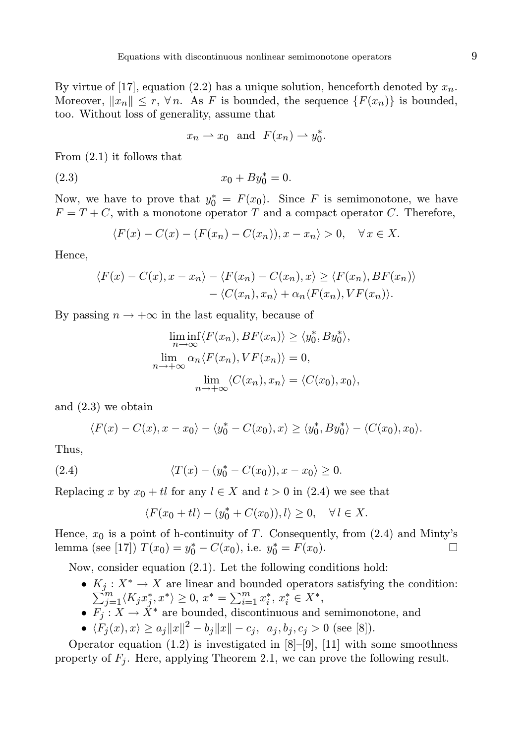By virtue of [17], equation (2.2) has a unique solution, henceforth denoted by $x_n$. Moreover, $\|x_n\| \le r$, $\forall\, n$. As $F$ is bounded, the sequence $\{F(x_n)\}$ is bounded, too. Without loss of generality, assume that

$$x_n \rightharpoonup x_0 \ \text{ and } \ F(x_n) \rightharpoonup y_0^*.$$

From (2.1) it follows that

$$x_0 + By_0^* = 0. \tag{2.3}$$

Now, we have to prove that $y_0^* = F(x_0)$. Since $F$ is semimonotone, we have $F = T + C$, with a monotone operator $T$ and a compact operator $C$. Therefore,

$$\langle F(x) - C(x) - (F(x_n) - C(x_n)), x - x_n\rangle > 0, \quad \forall\, x \in X.$$

Hence,

$$\begin{aligned}\langle F(x) - C(x), x - x_n\rangle - \langle F(x_n) - C(x_n), x\rangle &\ge \langle F(x_n), BF(x_n)\rangle \\ &\quad - \langle C(x_n), x_n\rangle + \alpha_n\langle F(x_n), VF(x_n)\rangle.\end{aligned}$$

By passing $n \to +\infty$ in the last equality, because of

$$\liminf_{n\to\infty}\langle F(x_n), BF(x_n)\rangle \ge \langle y_0^*, By_0^*\rangle,$$
$$\lim_{n\to+\infty}\alpha_n\langle F(x_n), VF(x_n)\rangle = 0,$$
$$\lim_{n\to+\infty}\langle C(x_n), x_n\rangle = \langle C(x_0), x_0\rangle,$$

and (2.3) we obtain

$$\langle F(x) - C(x), x - x_0\rangle - \langle y_0^* - C(x_0), x\rangle \ge \langle y_0^*, By_0^*\rangle - \langle C(x_0), x_0\rangle.$$

Thus,

$$\langle T(x) - (y_0^* - C(x_0)), x - x_0\rangle \ge 0. \tag{2.4}$$

Replacing $x$ by $x_0 + tl$ for any $l \in X$ and $t > 0$ in (2.4) we see that

$$\langle F(x_0 + tl) - (y_0^* + C(x_0)), l\rangle \ge 0, \quad \forall\, l \in X.$$

Hence, $x_0$ is a point of h-continuity of $T$. Consequently, from (2.4) and Minty's lemma (see [17]) $T(x_0) = y_0^* - C(x_0)$, i.e. $y_0^* = F(x_0)$. □

Now, consider equation (2.1). Let the following conditions hold:

- $K_j : X^* \to X$ are linear and bounded operators satisfying the condition: $\sum_{j=1}^m \langle K_j x_j^*, x^*\rangle \ge 0$, $x^* = \sum_{i=1}^m x_i^*$, $x_i^* \in X^*$,
- $F_j : X \to X^*$ are bounded, discontinuous and semimonotone, and
- $\langle F_j(x), x\rangle \ge a_j\|x\|^2 - b_j\|x\| - c_j$, $a_j, b_j, c_j > 0$ (see [8]).

Operator equation (1.2) is investigated in [8]–[9], [11] with some smoothness property of $F_j$. Here, applying Theorem 2.1, we can prove the following result.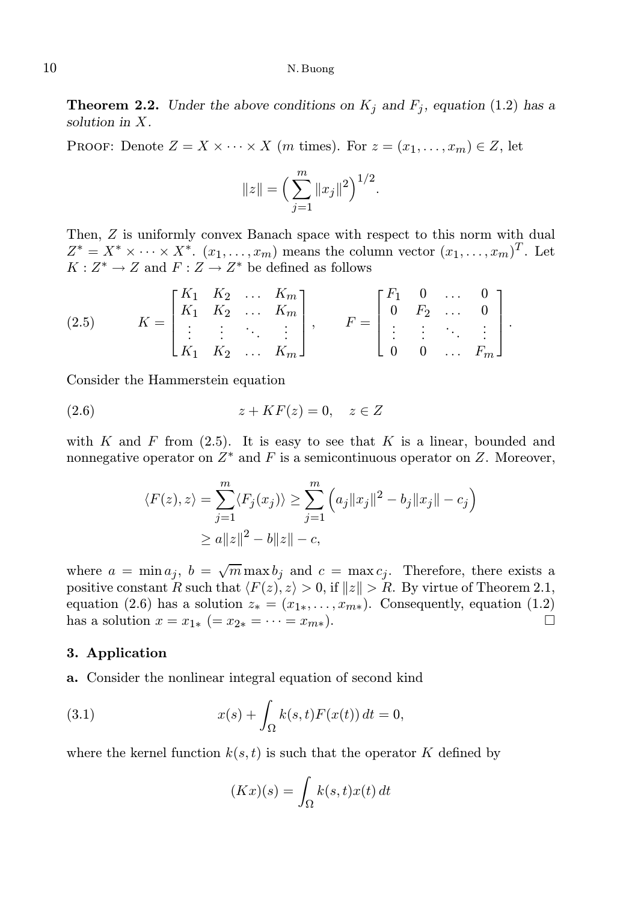**Theorem 2.2.** *Under the above conditions on $K_j$ and $F_j$, equation* (1.2) *has a solution in $X$.*

Proof: Denote $Z = X \times \cdots \times X$ ($m$ times). For $z = (x_1, \ldots, x_m) \in Z$, let

$$\|z\| = \Big(\sum_{j=1}^{m} \|x_j\|^2\Big)^{1/2}.$$

Then, $Z$ is uniformly convex Banach space with respect to this norm with dual $Z^* = X^* \times \cdots \times X^*$. $(x_1, \ldots, x_m)$ means the column vector $(x_1, \ldots, x_m)^T$. Let $K : Z^* \to Z$ and $F : Z \to Z^*$ be defined as follows

$$K = \begin{bmatrix} K_1 & K_2 & \ldots & K_m \\ K_1 & K_2 & \ldots & K_m \\ \vdots & \vdots & \ddots & \vdots \\ K_1 & K_2 & \ldots & K_m \end{bmatrix}, \qquad F = \begin{bmatrix} F_1 & 0 & \ldots & 0 \\ 0 & F_2 & \ldots & 0 \\ \vdots & \vdots & \ddots & \vdots \\ 0 & 0 & \ldots & F_m \end{bmatrix}. \tag{2.5}$$

Consider the Hammerstein equation

$$z + KF(z) = 0, \quad z \in Z \tag{2.6}$$

with $K$ and $F$ from (2.5). It is easy to see that $K$ is a linear, bounded and nonnegative operator on $Z^*$ and $F$ is a semicontinuous operator on $Z$. Moreover,

$$\begin{aligned} \langle F(z), z\rangle = \sum_{j=1}^{m} \langle F_j(x_j)\rangle &\geq \sum_{j=1}^{m} \Big(a_j\|x_j\|^2 - b_j\|x_j\| - c_j\Big) \\ &\geq a\|z\|^2 - b\|z\| - c, \end{aligned}$$

where $a = \min a_j$, $b = \sqrt{m}\max b_j$ and $c = \max c_j$. Therefore, there exists a positive constant $R$ such that $\langle F(z), z\rangle > 0$, if $\|z\| > R$. By virtue of Theorem 2.1, equation (2.6) has a solution $z_* = (x_{1*}, \ldots, x_{m*})$. Consequently, equation (1.2) has a solution $x = x_{1*}$ $(= x_{2*} = \cdots = x_{m*})$. □

## 3. Application

**a.** Consider the nonlinear integral equation of second kind

$$x(s) + \int_\Omega k(s,t)F(x(t))\,dt = 0, \tag{3.1}$$

where the kernel function $k(s,t)$ is such that the operator $K$ defined by

$$(Kx)(s) = \int_\Omega k(s,t)x(t)\,dt$$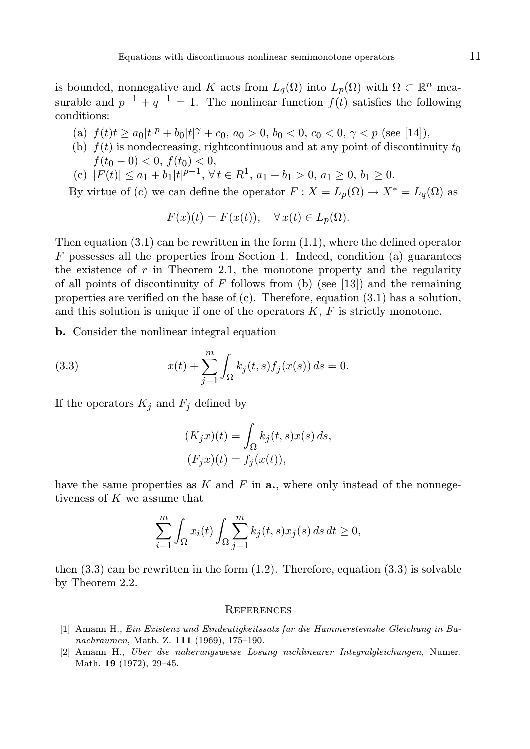is bounded, nonnegative and $K$ acts from $L_q(\Omega)$ into $L_p(\Omega)$ with $\Omega \subset \mathbb{R}^n$ measurable and $p^{-1} + q^{-1} = 1$. The nonlinear function $f(t)$ satisfies the following conditions:

(a) $f(t)t \geq a_0|t|^p + b_0|t|^\gamma + c_0$, $a_0 > 0$, $b_0 < 0$, $c_0 < 0$, $\gamma < p$ (see [14]),

(b) $f(t)$ is nondecreasing, rightcontinuous and at any point of discontinuity $t_0$ $f(t_0 - 0) < 0$, $f(t_0) < 0$,

(c) $|F(t)| \leq a_1 + b_1|t|^{p-1}$, $\forall\, t \in R^1$, $a_1 + b_1 > 0$, $a_1 \geq 0$, $b_1 \geq 0$.

By virtue of (c) we can define the operator $F : X = L_p(\Omega) \to X^* = L_q(\Omega)$ as

$$F(x)(t) = F(x(t)), \quad \forall\, x(t) \in L_p(\Omega).$$

Then equation (3.1) can be rewritten in the form (1.1), where the defined operator $F$ possesses all the properties from Section 1. Indeed, condition (a) guarantees the existence of $r$ in Theorem 2.1, the monotone property and the regularity of all points of discontinuity of $F$ follows from (b) (see [13]) and the remaining properties are verified on the base of (c). Therefore, equation (3.1) has a solution, and this solution is unique if one of the operators $K$, $F$ is strictly monotone.

**b.** Consider the nonlinear integral equation

$$x(t) + \sum_{j=1}^{m} \int_\Omega k_j(t,s) f_j(x(s))\, ds = 0. \tag{3.3}$$

If the operators $K_j$ and $F_j$ defined by

$$(K_j x)(t) = \int_\Omega k_j(t,s) x(s)\, ds,$$
$$(F_j x)(t) = f_j(x(t)),$$

have the same properties as $K$ and $F$ in **a.**, where only instead of the nonnegetiveness of $K$ we assume that

$$\sum_{i=1}^{m} \int_\Omega x_i(t) \int_\Omega \sum_{j=1}^{m} k_j(t,s) x_j(s)\, ds\, dt \geq 0,$$

then (3.3) can be rewritten in the form (1.2). Therefore, equation (3.3) is solvable by Theorem 2.2.

## References

[1] Amann H., *Ein Existenz und Eindeutigkeitssatz fur die Hammersteinshe Gleichung in Banachraumen*, Math. Z. **111** (1969), 175–190.

[2] Amann H., *Uber die naherungsweise Losung nichlinearer Integralgleichungen*, Numer. Math. **19** (1972), 29–45.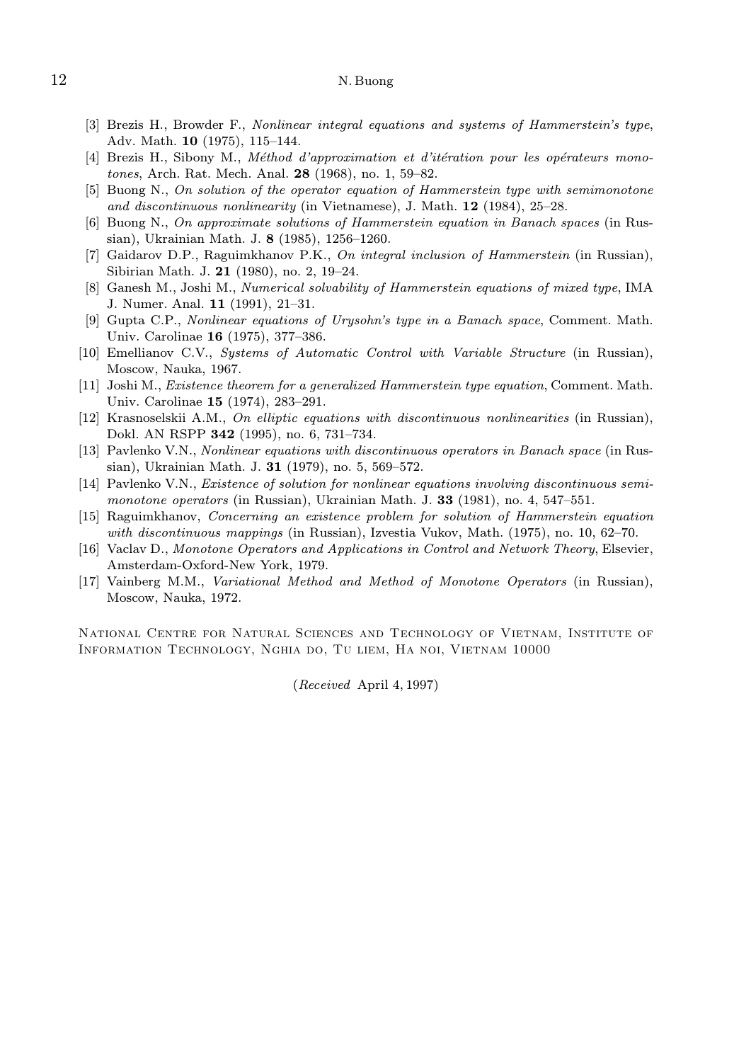[3] Brezis H., Browder F., *Nonlinear integral equations and systems of Hammerstein's type*, Adv. Math. **10** (1975), 115–144.

[4] Brezis H., Sibony M., *Méthod d'approximation et d'itération pour les opérateurs monotones*, Arch. Rat. Mech. Anal. **28** (1968), no. 1, 59–82.

[5] Buong N., *On solution of the operator equation of Hammerstein type with semimonotone and discontinuous nonlinearity* (in Vietnamese), J. Math. **12** (1984), 25–28.

[6] Buong N., *On approximate solutions of Hammerstein equation in Banach spaces* (in Russian), Ukrainian Math. J. **8** (1985), 1256–1260.

[7] Gaidarov D.P., Raguimkhanov P.K., *On integral inclusion of Hammerstein* (in Russian), Sibirian Math. J. **21** (1980), no. 2, 19–24.

[8] Ganesh M., Joshi M., *Numerical solvability of Hammerstein equations of mixed type*, IMA J. Numer. Anal. **11** (1991), 21–31.

[9] Gupta C.P., *Nonlinear equations of Urysohn's type in a Banach space*, Comment. Math. Univ. Carolinae **16** (1975), 377–386.

[10] Emellianov C.V., *Systems of Automatic Control with Variable Structure* (in Russian), Moscow, Nauka, 1967.

[11] Joshi M., *Existence theorem for a generalized Hammerstein type equation*, Comment. Math. Univ. Carolinae **15** (1974), 283–291.

[12] Krasnoselskii A.M., *On elliptic equations with discontinuous nonlinearities* (in Russian), Dokl. AN RSPP **342** (1995), no. 6, 731–734.

[13] Pavlenko V.N., *Nonlinear equations with discontinuous operators in Banach space* (in Russian), Ukrainian Math. J. **31** (1979), no. 5, 569–572.

[14] Pavlenko V.N., *Existence of solution for nonlinear equations involving discontinuous semimonotone operators* (in Russian), Ukrainian Math. J. **33** (1981), no. 4, 547–551.

[15] Raguimkhanov, *Concerning an existence problem for solution of Hammerstein equation with discontinuous mappings* (in Russian), Izvestia Vukov, Math. (1975), no. 10, 62–70.

[16] Vaclav D., *Monotone Operators and Applications in Control and Network Theory*, Elsevier, Amsterdam-Oxford-New York, 1979.

[17] Vainberg M.M., *Variational Method and Method of Monotone Operators* (in Russian), Moscow, Nauka, 1972.

National Centre for Natural Sciences and Technology of Vietnam, Institute of Information Technology, Nghia do, Tu liem, Ha noi, Vietnam 10000

(*Received* April 4, 1997)